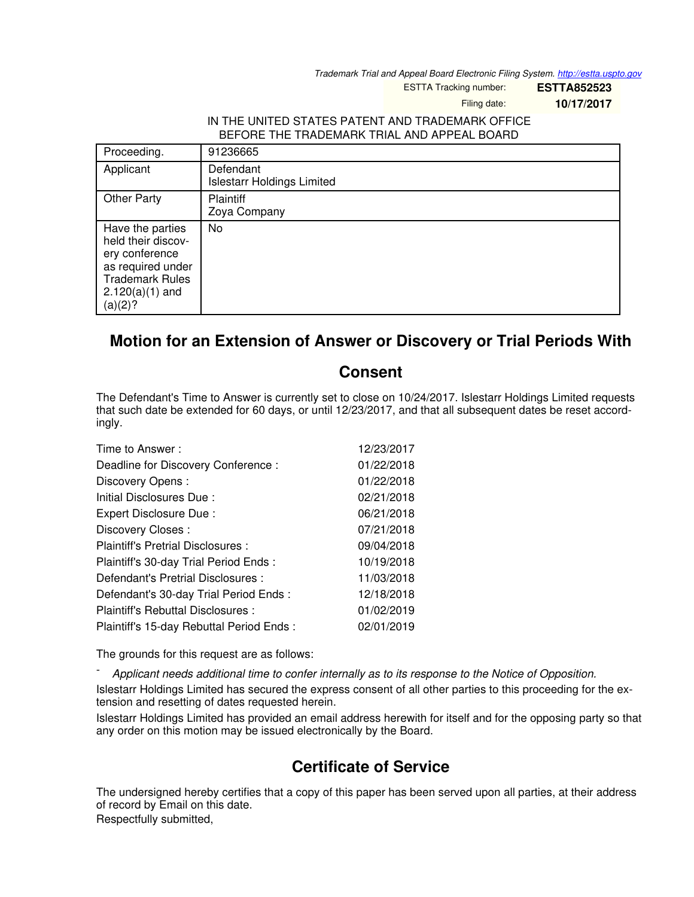Trademark Trial and Appeal Board Electronic Filing System. http://estta.uspto.gov

ESTTA Tracking number: **ESTTA852523**

Filing date: **10/17/2017**

IN THE UNITED STATES PATENT AND TRADEMARK OFFICE
BEFORE THE TRADEMARK TRIAL AND APPEAL BOARD

| Proceeding. | 91236665 |
|---|---|
| Applicant | Defendant<br>Islestarr Holdings Limited |
| Other Party | Plaintiff<br>Zoya Company |
| Have the parties held their discovery conference as required under Trademark Rules 2.120(a)(1) and (a)(2)? | No |

## Motion for an Extension of Answer or Discovery or Trial Periods With Consent

The Defendant's Time to Answer is currently set to close on 10/24/2017. Islestarr Holdings Limited requests that such date be extended for 60 days, or until 12/23/2017, and that all subsequent dates be reset accordingly.

| | |
|---|---|
| Time to Answer : | 12/23/2017 |
| Deadline for Discovery Conference : | 01/22/2018 |
| Discovery Opens : | 01/22/2018 |
| Initial Disclosures Due : | 02/21/2018 |
| Expert Disclosure Due : | 06/21/2018 |
| Discovery Closes : | 07/21/2018 |
| Plaintiff's Pretrial Disclosures : | 09/04/2018 |
| Plaintiff's 30-day Trial Period Ends : | 10/19/2018 |
| Defendant's Pretrial Disclosures : | 11/03/2018 |
| Defendant's 30-day Trial Period Ends : | 12/18/2018 |
| Plaintiff's Rebuttal Disclosures : | 01/02/2019 |
| Plaintiff's 15-day Rebuttal Period Ends : | 02/01/2019 |

The grounds for this request are as follows:

- *Applicant needs additional time to confer internally as to its response to the Notice of Opposition.*

Islestarr Holdings Limited has secured the express consent of all other parties to this proceeding for the extension and resetting of dates requested herein.

Islestarr Holdings Limited has provided an email address herewith for itself and for the opposing party so that any order on this motion may be issued electronically by the Board.

## Certificate of Service

The undersigned hereby certifies that a copy of this paper has been served upon all parties, at their address of record by Email on this date.

Respectfully submitted,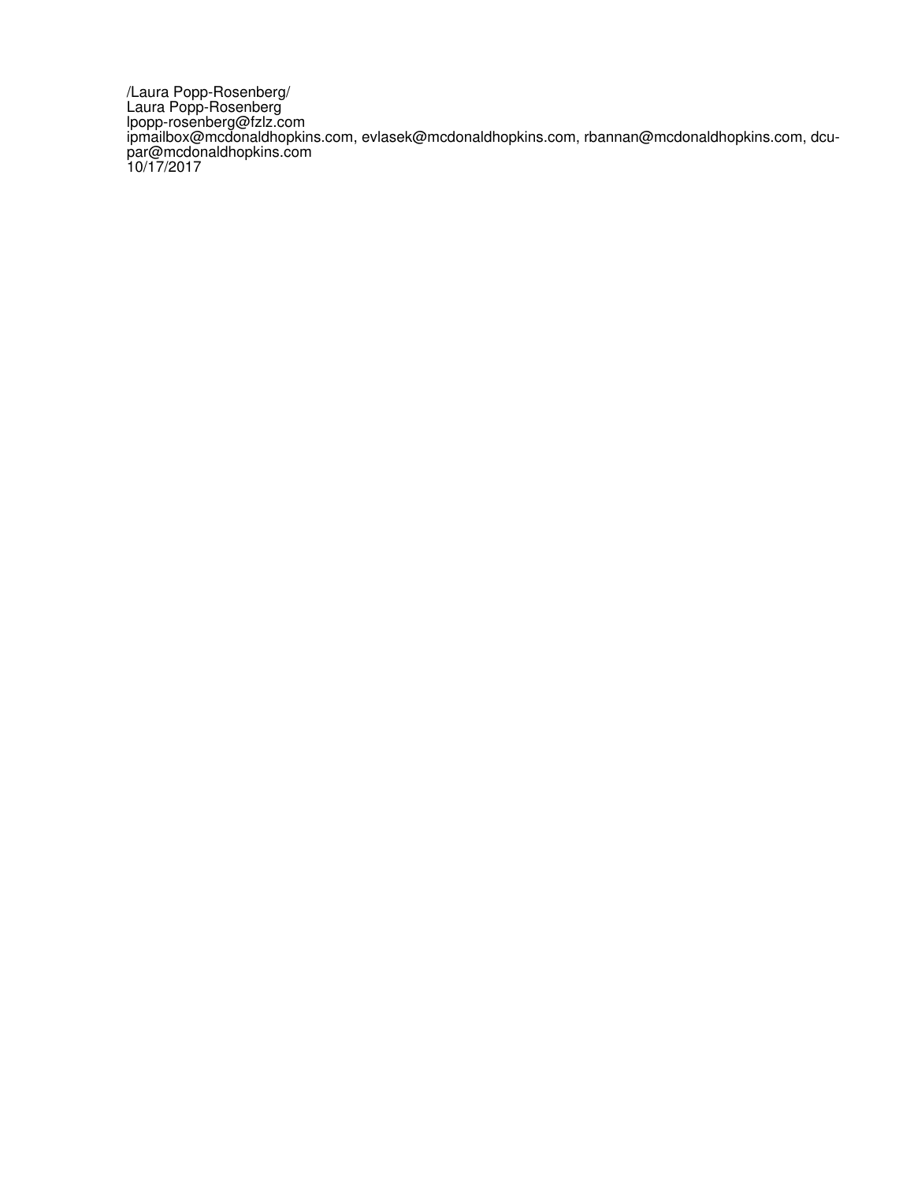/Laura Popp-Rosenberg/
Laura Popp-Rosenberg
lpopp-rosenberg@fzlz.com
ipmailbox@mcdonaldhopkins.com, evlasek@mcdonaldhopkins.com, rbannan@mcdonaldhopkins.com, dcupar@mcdonaldhopkins.com
10/17/2017